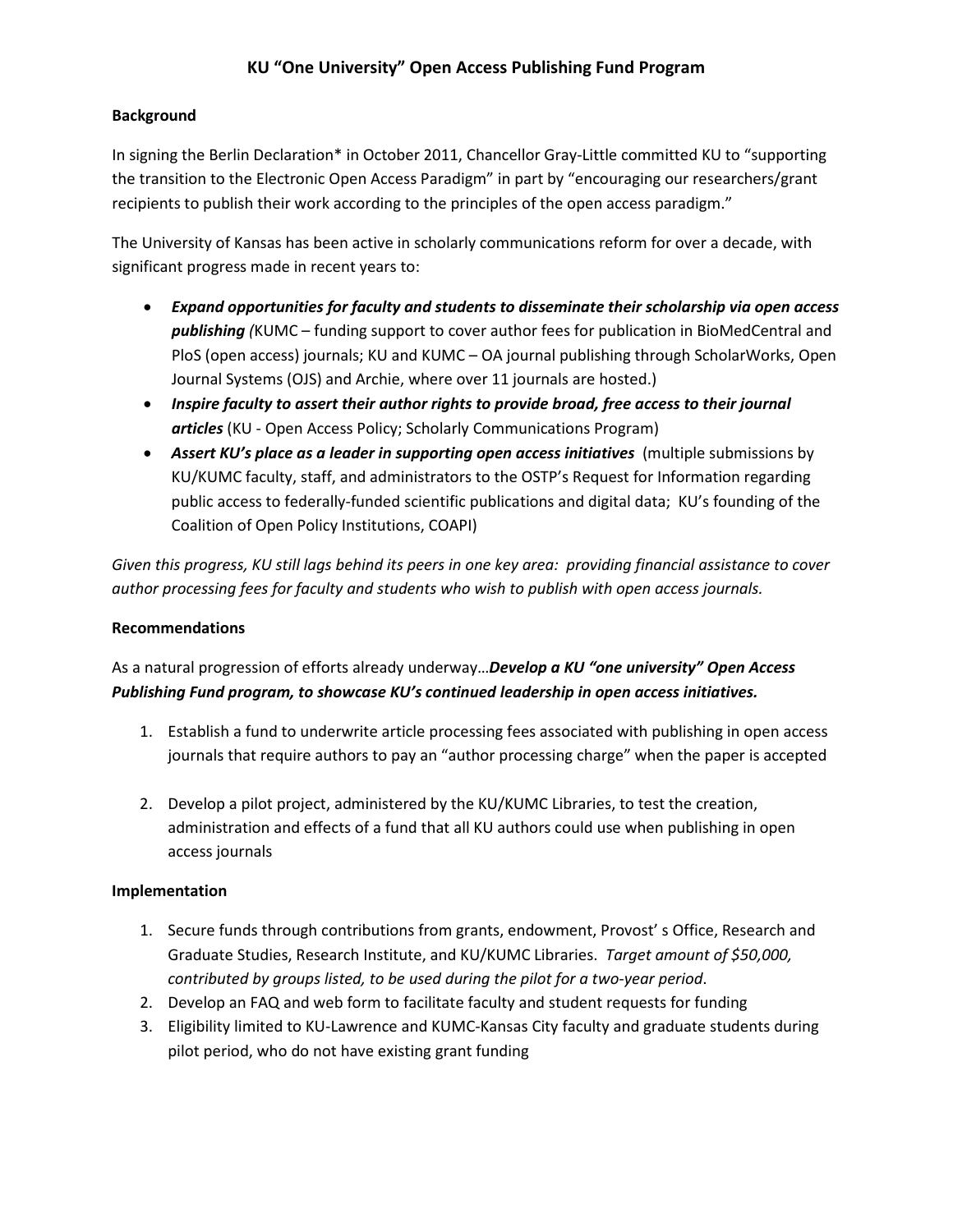# KU "One University" Open Access Publishing Fund Program

**Background**

In signing the Berlin Declaration* in October 2011, Chancellor Gray-Little committed KU to "supporting the transition to the Electronic Open Access Paradigm" in part by "encouraging our researchers/grant recipients to publish their work according to the principles of the open access paradigm."

The University of Kansas has been active in scholarly communications reform for over a decade, with significant progress made in recent years to:

- ***Expand opportunities for faculty and students to disseminate their scholarship via open access publishing*** *(*KUMC – funding support to cover author fees for publication in BioMedCentral and PloS (open access) journals; KU and KUMC – OA journal publishing through ScholarWorks, Open Journal Systems (OJS) and Archie, where over 11 journals are hosted.)
- ***Inspire faculty to assert their author rights to provide broad, free access to their journal articles*** (KU - Open Access Policy; Scholarly Communications Program)
- ***Assert KU's place as a leader in supporting open access initiatives*** (multiple submissions by KU/KUMC faculty, staff, and administrators to the OSTP's Request for Information regarding public access to federally-funded scientific publications and digital data; KU's founding of the Coalition of Open Policy Institutions, COAPI)

*Given this progress, KU still lags behind its peers in one key area: providing financial assistance to cover author processing fees for faculty and students who wish to publish with open access journals.*

**Recommendations**

As a natural progression of efforts already underway…***Develop a KU "one university" Open Access Publishing Fund program, to showcase KU's continued leadership in open access initiatives.***

1. Establish a fund to underwrite article processing fees associated with publishing in open access journals that require authors to pay an "author processing charge" when the paper is accepted
2. Develop a pilot project, administered by the KU/KUMC Libraries, to test the creation, administration and effects of a fund that all KU authors could use when publishing in open access journals

**Implementation**

1. Secure funds through contributions from grants, endowment, Provost' s Office, Research and Graduate Studies, Research Institute, and KU/KUMC Libraries. *Target amount of $50,000, contributed by groups listed, to be used during the pilot for a two-year period*.
2. Develop an FAQ and web form to facilitate faculty and student requests for funding
3. Eligibility limited to KU-Lawrence and KUMC-Kansas City faculty and graduate students during pilot period, who do not have existing grant funding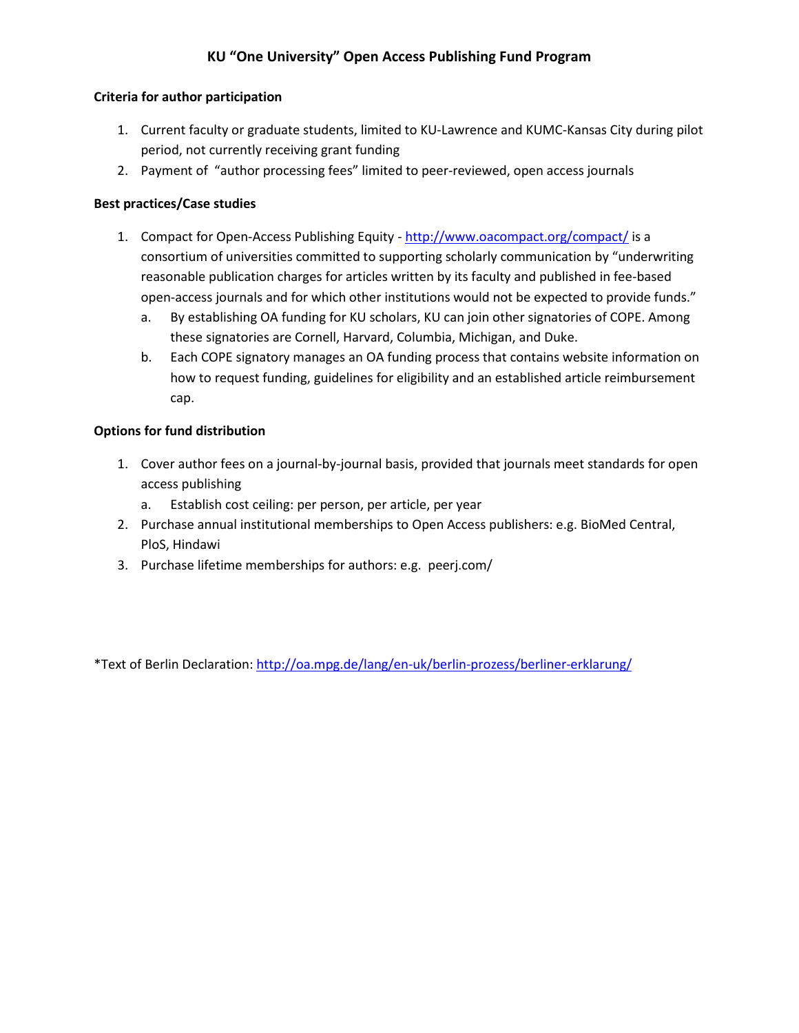# KU "One University" Open Access Publishing Fund Program

**Criteria for author participation**

1. Current faculty or graduate students, limited to KU-Lawrence and KUMC-Kansas City during pilot period, not currently receiving grant funding
2. Payment of "author processing fees" limited to peer-reviewed, open access journals

**Best practices/Case studies**

1. Compact for Open-Access Publishing Equity - http://www.oacompact.org/compact/ is a consortium of universities committed to supporting scholarly communication by "underwriting reasonable publication charges for articles written by its faculty and published in fee-based open-access journals and for which other institutions would not be expected to provide funds."
   a. By establishing OA funding for KU scholars, KU can join other signatories of COPE. Among these signatories are Cornell, Harvard, Columbia, Michigan, and Duke.
   b. Each COPE signatory manages an OA funding process that contains website information on how to request funding, guidelines for eligibility and an established article reimbursement cap.

**Options for fund distribution**

1. Cover author fees on a journal-by-journal basis, provided that journals meet standards for open access publishing
   a. Establish cost ceiling: per person, per article, per year
2. Purchase annual institutional memberships to Open Access publishers: e.g. BioMed Central, PloS, Hindawi
3. Purchase lifetime memberships for authors: e.g. peerj.com/

*Text of Berlin Declaration: http://oa.mpg.de/lang/en-uk/berlin-prozess/berliner-erklarung/